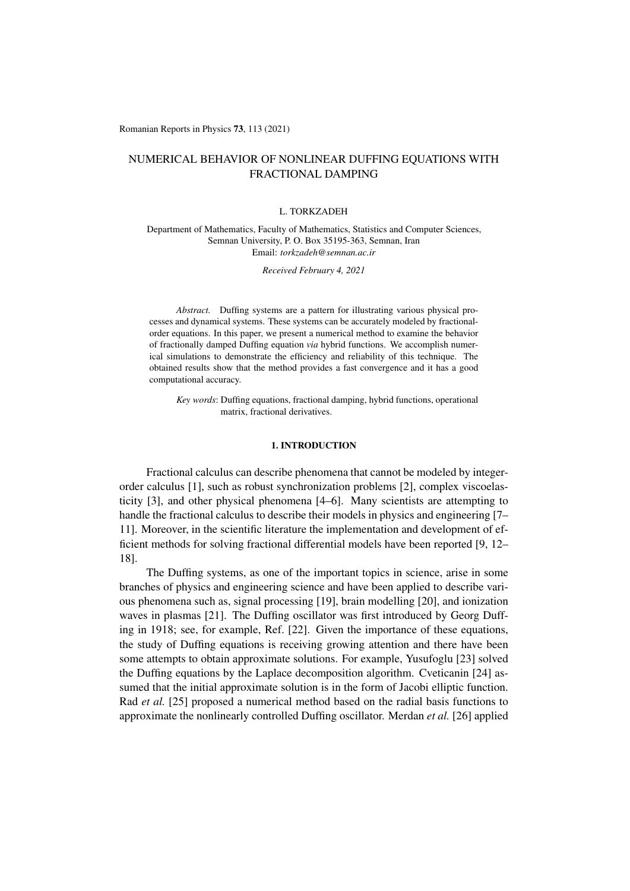# NUMERICAL BEHAVIOR OF NONLINEAR DUFFING EQUATIONS WITH FRACTIONAL DAMPING

L. TORKZADEH

Department of Mathematics, Faculty of Mathematics, Statistics and Computer Sciences, Semnan University, P. O. Box 35195-363, Semnan, Iran
Email: *torkzadeh@semnan.ac.ir*

*Received February 4, 2021*

*Abstract.* Duffing systems are a pattern for illustrating various physical processes and dynamical systems. These systems can be accurately modeled by fractional-order equations. In this paper, we present a numerical method to examine the behavior of fractionally damped Duffing equation *via* hybrid functions. We accomplish numerical simulations to demonstrate the efficiency and reliability of this technique. The obtained results show that the method provides a fast convergence and it has a good computational accuracy.

*Key words*: Duffing equations, fractional damping, hybrid functions, operational matrix, fractional derivatives.

## 1. INTRODUCTION

Fractional calculus can describe phenomena that cannot be modeled by integer-order calculus [1], such as robust synchronization problems [2], complex viscoelasticity [3], and other physical phenomena [4–6]. Many scientists are attempting to handle the fractional calculus to describe their models in physics and engineering [7–11]. Moreover, in the scientific literature the implementation and development of efficient methods for solving fractional differential models have been reported [9, 12–18].

The Duffing systems, as one of the important topics in science, arise in some branches of physics and engineering science and have been applied to describe various phenomena such as, signal processing [19], brain modelling [20], and ionization waves in plasmas [21]. The Duffing oscillator was first introduced by Georg Duffing in 1918; see, for example, Ref. [22]. Given the importance of these equations, the study of Duffing equations is receiving growing attention and there have been some attempts to obtain approximate solutions. For example, Yusufoglu [23] solved the Duffing equations by the Laplace decomposition algorithm. Cveticanin [24] assumed that the initial approximate solution is in the form of Jacobi elliptic function. Rad *et al.* [25] proposed a numerical method based on the radial basis functions to approximate the nonlinearly controlled Duffing oscillator. Merdan *et al.* [26] applied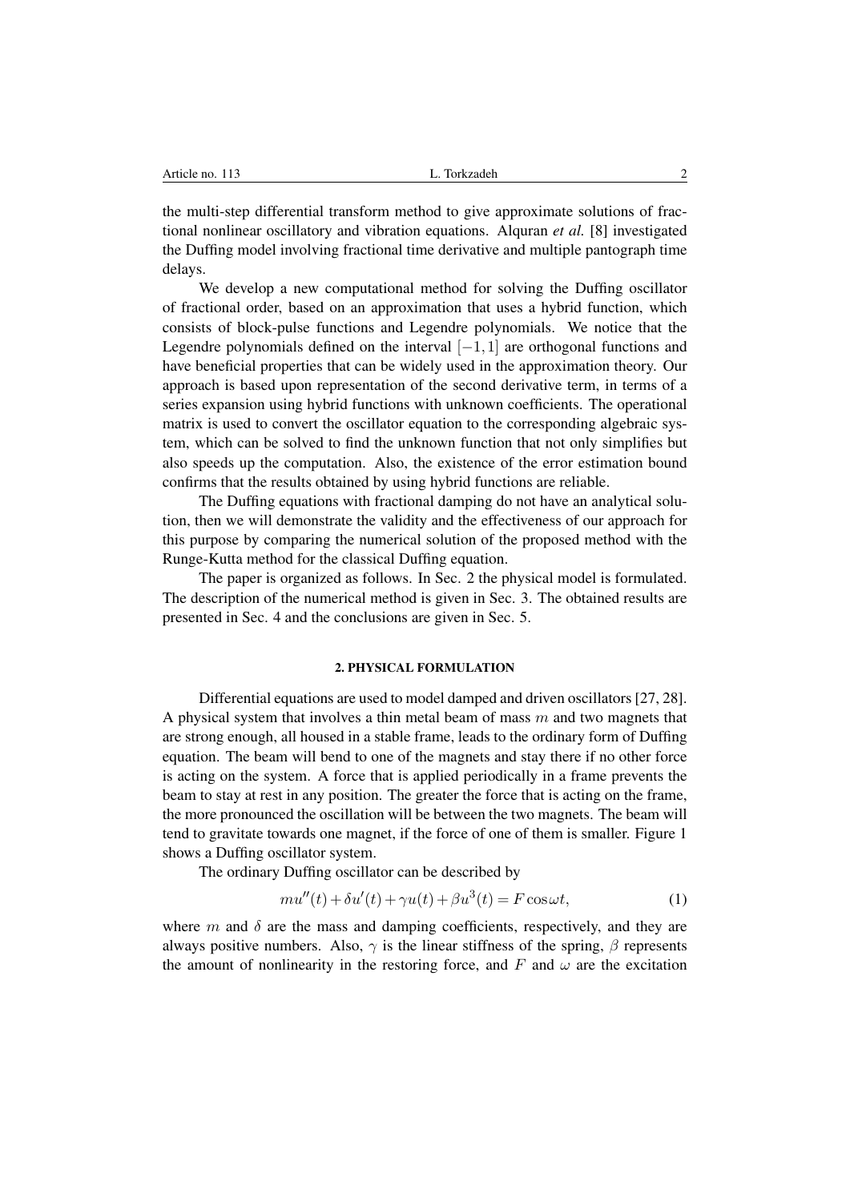the multi-step differential transform method to give approximate solutions of fractional nonlinear oscillatory and vibration equations. Alquran *et al.* [8] investigated the Duffing model involving fractional time derivative and multiple pantograph time delays.

We develop a new computational method for solving the Duffing oscillator of fractional order, based on an approximation that uses a hybrid function, which consists of block-pulse functions and Legendre polynomials. We notice that the Legendre polynomials defined on the interval $[-1,1]$ are orthogonal functions and have beneficial properties that can be widely used in the approximation theory. Our approach is based upon representation of the second derivative term, in terms of a series expansion using hybrid functions with unknown coefficients. The operational matrix is used to convert the oscillator equation to the corresponding algebraic system, which can be solved to find the unknown function that not only simplifies but also speeds up the computation. Also, the existence of the error estimation bound confirms that the results obtained by using hybrid functions are reliable.

The Duffing equations with fractional damping do not have an analytical solution, then we will demonstrate the validity and the effectiveness of our approach for this purpose by comparing the numerical solution of the proposed method with the Runge-Kutta method for the classical Duffing equation.

The paper is organized as follows. In Sec. 2 the physical model is formulated. The description of the numerical method is given in Sec. 3. The obtained results are presented in Sec. 4 and the conclusions are given in Sec. 5.

## 2. PHYSICAL FORMULATION

Differential equations are used to model damped and driven oscillators [27, 28]. A physical system that involves a thin metal beam of mass $m$ and two magnets that are strong enough, all housed in a stable frame, leads to the ordinary form of Duffing equation. The beam will bend to one of the magnets and stay there if no other force is acting on the system. A force that is applied periodically in a frame prevents the beam to stay at rest in any position. The greater the force that is acting on the frame, the more pronounced the oscillation will be between the two magnets. The beam will tend to gravitate towards one magnet, if the force of one of them is smaller. Figure 1 shows a Duffing oscillator system.

The ordinary Duffing oscillator can be described by

$$mu''(t) + \delta u'(t) + \gamma u(t) + \beta u^3(t) = F\cos\omega t, \tag{1}$$

where $m$ and $\delta$ are the mass and damping coefficients, respectively, and they are always positive numbers. Also, $\gamma$ is the linear stiffness of the spring, $\beta$ represents the amount of nonlinearity in the restoring force, and $F$ and $\omega$ are the excitation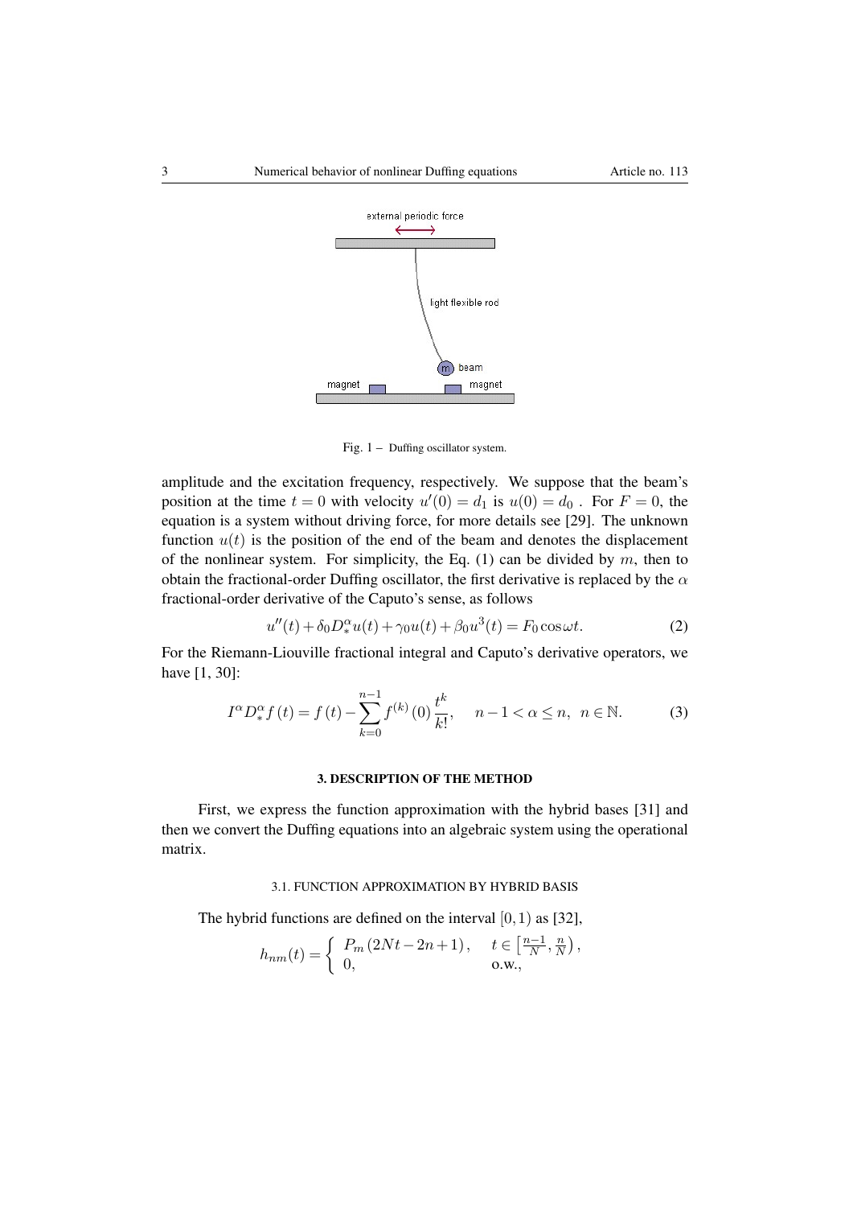Fig. 1 – Duffing oscillator system.

amplitude and the excitation frequency, respectively. We suppose that the beam's position at the time $t = 0$ with velocity $u'(0) = d_1$ is $u(0) = d_0$ . For $F = 0$, the equation is a system without driving force, for more details see [29]. The unknown function $u(t)$ is the position of the end of the beam and denotes the displacement of the nonlinear system. For simplicity, the Eq. (1) can be divided by $m$, then to obtain the fractional-order Duffing oscillator, the first derivative is replaced by the $\alpha$ fractional-order derivative of the Caputo's sense, as follows

$$u''(t) + \delta_0 D_*^{\alpha} u(t) + \gamma_0 u(t) + \beta_0 u^3(t) = F_0 \cos\omega t. \tag{2}$$

For the Riemann-Liouville fractional integral and Caputo's derivative operators, we have [1, 30]:

$$I^{\alpha} D_*^{\alpha} f(t) = f(t) - \sum_{k=0}^{n-1} f^{(k)}(0) \frac{t^k}{k!}, \quad n-1 < \alpha \leq n, \; n \in \mathbb{N}. \tag{3}$$

## 3. DESCRIPTION OF THE METHOD

First, we express the function approximation with the hybrid bases [31] and then we convert the Duffing equations into an algebraic system using the operational matrix.

### 3.1. FUNCTION APPROXIMATION BY HYBRID BASIS

The hybrid functions are defined on the interval $[0, 1)$ as [32],

$$h_{nm}(t) = \begin{cases} P_m(2Nt - 2n + 1), & t \in \left[\frac{n-1}{N}, \frac{n}{N}\right), \\ 0, & \text{o.w.}, \end{cases}$$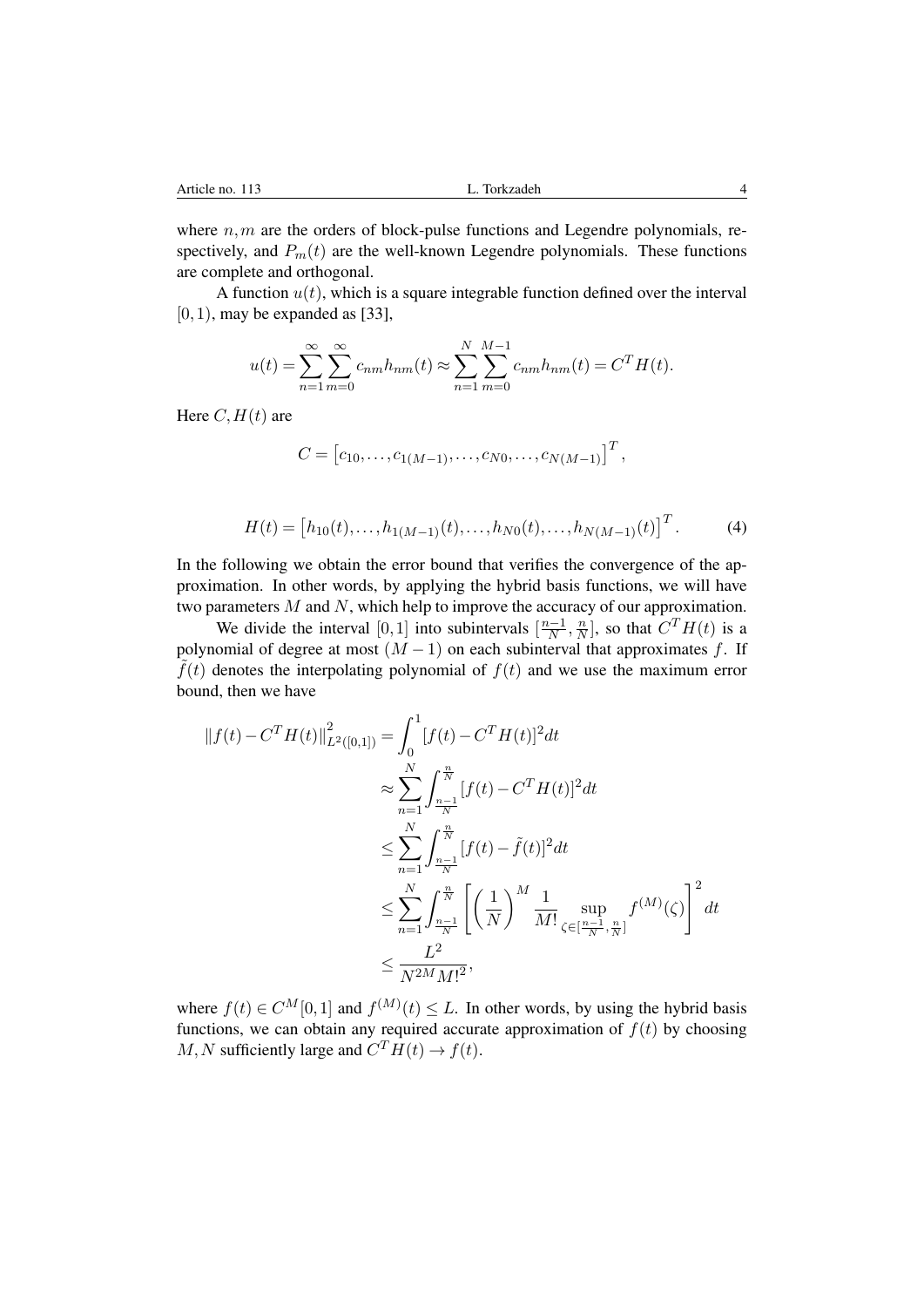where $n, m$ are the orders of block-pulse functions and Legendre polynomials, respectively, and $P_m(t)$ are the well-known Legendre polynomials. These functions are complete and orthogonal.

A function $u(t)$, which is a square integrable function defined over the interval $[0,1)$, may be expanded as [33],

$$u(t) = \sum_{n=1}^{\infty} \sum_{m=0}^{\infty} c_{nm} h_{nm}(t) \approx \sum_{n=1}^{N} \sum_{m=0}^{M-1} c_{nm} h_{nm}(t) = C^T H(t).$$

Here $C, H(t)$ are

$$C = \left[c_{10}, \ldots, c_{1(M-1)}, \ldots, c_{N0}, \ldots, c_{N(M-1)}\right]^T,$$

$$H(t) = \left[h_{10}(t), \ldots, h_{1(M-1)}(t), \ldots, h_{N0}(t), \ldots, h_{N(M-1)}(t)\right]^T. \tag{4}$$

In the following we obtain the error bound that verifies the convergence of the approximation. In other words, by applying the hybrid basis functions, we will have two parameters $M$ and $N$, which help to improve the accuracy of our approximation.

We divide the interval $[0,1]$ into subintervals $[\frac{n-1}{N}, \frac{n}{N}]$, so that $C^T H(t)$ is a polynomial of degree at most $(M-1)$ on each subinterval that approximates $f$. If $\tilde{f}(t)$ denotes the interpolating polynomial of $f(t)$ and we use the maximum error bound, then we have

$$\begin{aligned}
\|f(t) - C^T H(t)\|_{L^2([0,1])}^2 &= \int_0^1 [f(t) - C^T H(t)]^2 dt \\
&\approx \sum_{n=1}^{N} \int_{\frac{n-1}{N}}^{\frac{n}{N}} [f(t) - C^T H(t)]^2 dt \\
&\leq \sum_{n=1}^{N} \int_{\frac{n-1}{N}}^{\frac{n}{N}} [f(t) - \tilde{f}(t)]^2 dt \\
&\leq \sum_{n=1}^{N} \int_{\frac{n-1}{N}}^{\frac{n}{N}} \left[ \left(\frac{1}{N}\right)^M \frac{1}{M!} \sup_{\zeta \in [\frac{n-1}{N}, \frac{n}{N}]} f^{(M)}(\zeta) \right]^2 dt \\
&\leq \frac{L^2}{N^{2M} M!^2},
\end{aligned}$$

where $f(t) \in C^M[0,1]$ and $f^{(M)}(t) \leq L$. In other words, by using the hybrid basis functions, we can obtain any required accurate approximation of $f(t)$ by choosing $M, N$ sufficiently large and $C^T H(t) \to f(t)$.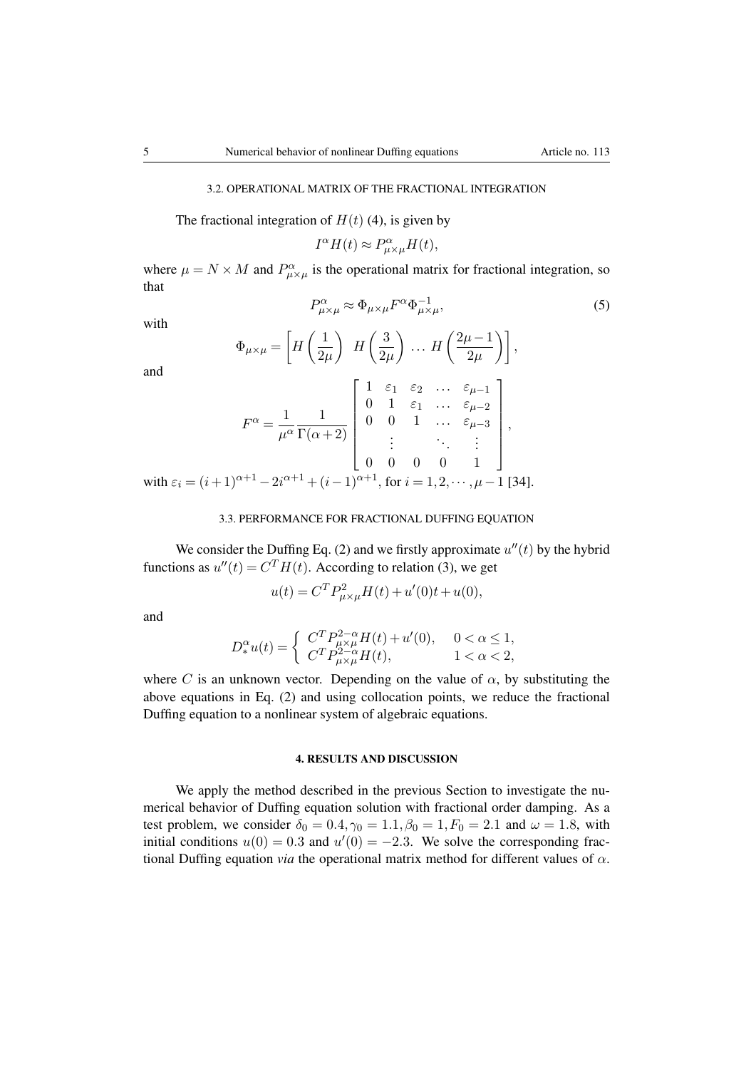### 3.2. OPERATIONAL MATRIX OF THE FRACTIONAL INTEGRATION

The fractional integration of $H(t)$ (4), is given by

$$I^{\alpha}H(t) \approx P^{\alpha}_{\mu\times\mu}H(t),$$

where $\mu = N \times M$ and $P^{\alpha}_{\mu\times\mu}$ is the operational matrix for fractional integration, so that

$$P^{\alpha}_{\mu\times\mu} \approx \Phi_{\mu\times\mu}F^{\alpha}\Phi^{-1}_{\mu\times\mu}, \tag{5}$$

with

$$\Phi_{\mu\times\mu} = \left[ H\left(\frac{1}{2\mu}\right) \;\; H\left(\frac{3}{2\mu}\right) \; \dots \; H\left(\frac{2\mu-1}{2\mu}\right) \right],$$

and

$$F^{\alpha} = \frac{1}{\mu^{\alpha}}\frac{1}{\Gamma(\alpha+2)}\begin{bmatrix} 1 & \varepsilon_1 & \varepsilon_2 & \dots & \varepsilon_{\mu-1} \\ 0 & 1 & \varepsilon_1 & \dots & \varepsilon_{\mu-2} \\ 0 & 0 & 1 & \dots & \varepsilon_{\mu-3} \\ & \vdots & & \ddots & \vdots \\ 0 & 0 & 0 & 0 & 1 \end{bmatrix},$$

with $\varepsilon_i = (i+1)^{\alpha+1} - 2i^{\alpha+1} + (i-1)^{\alpha+1}$, for $i = 1, 2, \cdots, \mu-1$ [34].

### 3.3. PERFORMANCE FOR FRACTIONAL DUFFING EQUATION

We consider the Duffing Eq. (2) and we firstly approximate $u''(t)$ by the hybrid functions as $u''(t) = C^T H(t)$. According to relation (3), we get

$$u(t) = C^T P^2_{\mu\times\mu}H(t) + u'(0)t + u(0),$$

and

$$D^{\alpha}_{*}u(t) = \begin{cases} C^T P^{2-\alpha}_{\mu\times\mu}H(t) + u'(0), & 0 < \alpha \leq 1, \\ C^T P^{2-\alpha}_{\mu\times\mu}H(t), & 1 < \alpha < 2, \end{cases}$$

where $C$ is an unknown vector. Depending on the value of $\alpha$, by substituting the above equations in Eq. (2) and using collocation points, we reduce the fractional Duffing equation to a nonlinear system of algebraic equations.

## 4. RESULTS AND DISCUSSION

We apply the method described in the previous Section to investigate the numerical behavior of Duffing equation solution with fractional order damping. As a test problem, we consider $\delta_0 = 0.4, \gamma_0 = 1.1, \beta_0 = 1, F_0 = 2.1$ and $\omega = 1.8$, with initial conditions $u(0) = 0.3$ and $u'(0) = -2.3$. We solve the corresponding fractional Duffing equation *via* the operational matrix method for different values of $\alpha$.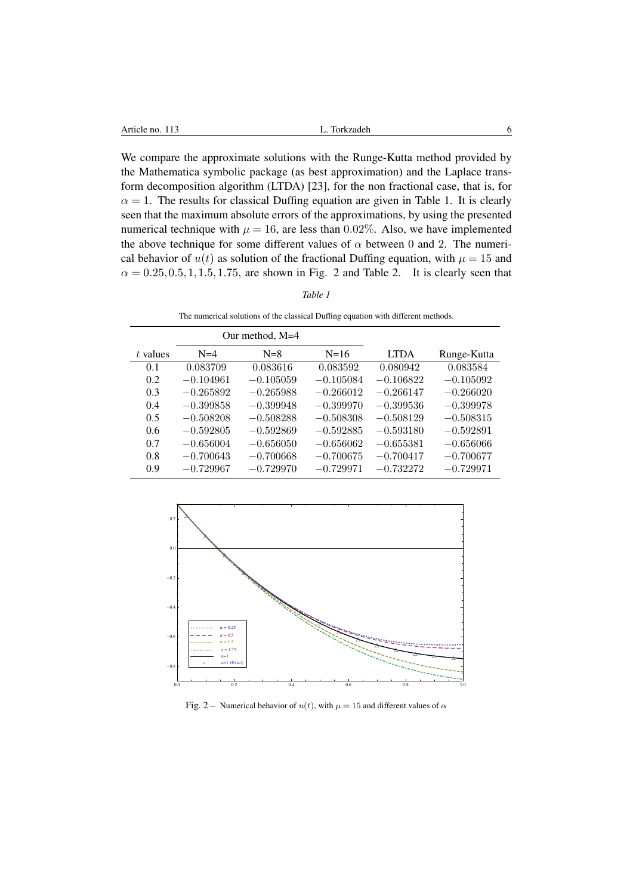We compare the approximate solutions with the Runge-Kutta method provided by the Mathematica symbolic package (as best approximation) and the Laplace transform decomposition algorithm (LTDA) [23], for the non fractional case, that is, for $\alpha = 1$. The results for classical Duffing equation are given in Table 1. It is clearly seen that the maximum absolute errors of the approximations, by using the presented numerical technique with $\mu = 16$, are less than $0.02\%$. Also, we have implemented the above technique for some different values of $\alpha$ between 0 and 2. The numerical behavior of $u(t)$ as solution of the fractional Duffing equation, with $\mu = 15$ and $\alpha = 0.25, 0.5, 1, 1.5, 1.75$, are shown in Fig. 2 and Table 2. It is clearly seen that

*Table 1*

The numerical solutions of the classical Duffing equation with different methods.

| | Our method, M=4 | | | | |
|---|---|---|---|---|---|
| $t$ values | N=4 | N=8 | N=16 | LTDA | Runge-Kutta |
| 0.1 | 0.083709 | 0.083616 | 0.083592 | 0.080942 | 0.083584 |
| 0.2 | $-0.104961$ | $-0.105059$ | $-0.105084$ | $-0.106822$ | $-0.105092$ |
| 0.3 | $-0.265892$ | $-0.265988$ | $-0.266012$ | $-0.266147$ | $-0.266020$ |
| 0.4 | $-0.399858$ | $-0.399948$ | $-0.399970$ | $-0.399536$ | $-0.399978$ |
| 0.5 | $-0.508208$ | $-0.508288$ | $-0.508308$ | $-0.508129$ | $-0.508315$ |
| 0.6 | $-0.592805$ | $-0.592869$ | $-0.592885$ | $-0.593180$ | $-0.592891$ |
| 0.7 | $-0.656004$ | $-0.656050$ | $-0.656062$ | $-0.655381$ | $-0.656066$ |
| 0.8 | $-0.700643$ | $-0.700668$ | $-0.700675$ | $-0.700417$ | $-0.700677$ |
| 0.9 | $-0.729967$ | $-0.729970$ | $-0.729971$ | $-0.732272$ | $-0.729971$ |

Fig. 2 – Numerical behavior of $u(t)$, with $\mu = 15$ and different values of $\alpha$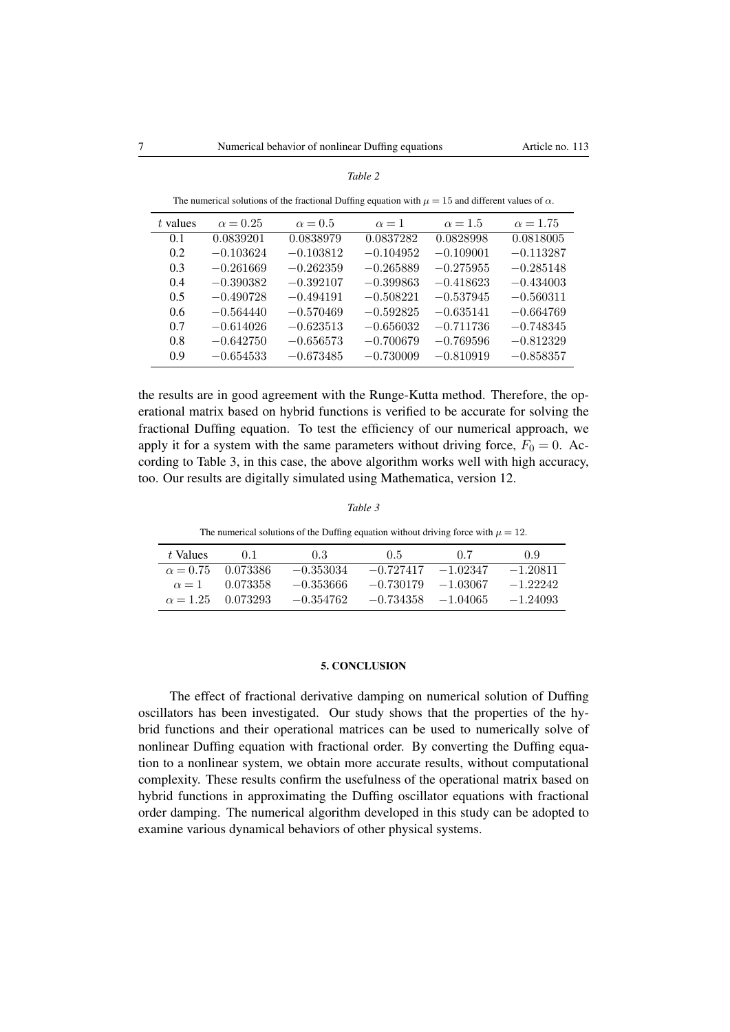*Table 2*

The numerical solutions of the fractional Duffing equation with $\mu = 15$ and different values of $\alpha$.

| $t$ values | $\alpha = 0.25$ | $\alpha = 0.5$ | $\alpha = 1$ | $\alpha = 1.5$ | $\alpha = 1.75$ |
|---|---|---|---|---|---|
| 0.1 | 0.0839201 | 0.0838979 | 0.0837282 | 0.0828998 | 0.0818005 |
| 0.2 | $-0.103624$ | $-0.103812$ | $-0.104952$ | $-0.109001$ | $-0.113287$ |
| 0.3 | $-0.261669$ | $-0.262359$ | $-0.265889$ | $-0.275955$ | $-0.285148$ |
| 0.4 | $-0.390382$ | $-0.392107$ | $-0.399863$ | $-0.418623$ | $-0.434003$ |
| 0.5 | $-0.490728$ | $-0.494191$ | $-0.508221$ | $-0.537945$ | $-0.560311$ |
| 0.6 | $-0.564440$ | $-0.570469$ | $-0.592825$ | $-0.635141$ | $-0.664769$ |
| 0.7 | $-0.614026$ | $-0.623513$ | $-0.656032$ | $-0.711736$ | $-0.748345$ |
| 0.8 | $-0.642750$ | $-0.656573$ | $-0.700679$ | $-0.769596$ | $-0.812329$ |
| 0.9 | $-0.654533$ | $-0.673485$ | $-0.730009$ | $-0.810919$ | $-0.858357$ |

the results are in good agreement with the Runge-Kutta method. Therefore, the operational matrix based on hybrid functions is verified to be accurate for solving the fractional Duffing equation. To test the efficiency of our numerical approach, we apply it for a system with the same parameters without driving force, $F_0 = 0$. According to Table 3, in this case, the above algorithm works well with high accuracy, too. Our results are digitally simulated using Mathematica, version 12.

*Table 3*

The numerical solutions of the Duffing equation without driving force with $\mu = 12$.

| $t$ Values | 0.1 | 0.3 | 0.5 | 0.7 | 0.9 |
|---|---|---|---|---|---|
| $\alpha = 0.75$ | 0.073386 | $-0.353034$ | $-0.727417$ | $-1.02347$ | $-1.20811$ |
| $\alpha = 1$ | 0.073358 | $-0.353666$ | $-0.730179$ | $-1.03067$ | $-1.22242$ |
| $\alpha = 1.25$ | 0.073293 | $-0.354762$ | $-0.734358$ | $-1.04065$ | $-1.24093$ |

## 5. CONCLUSION

The effect of fractional derivative damping on numerical solution of Duffing oscillators has been investigated. Our study shows that the properties of the hybrid functions and their operational matrices can be used to numerically solve of nonlinear Duffing equation with fractional order. By converting the Duffing equation to a nonlinear system, we obtain more accurate results, without computational complexity. These results confirm the usefulness of the operational matrix based on hybrid functions in approximating the Duffing oscillator equations with fractional order damping. The numerical algorithm developed in this study can be adopted to examine various dynamical behaviors of other physical systems.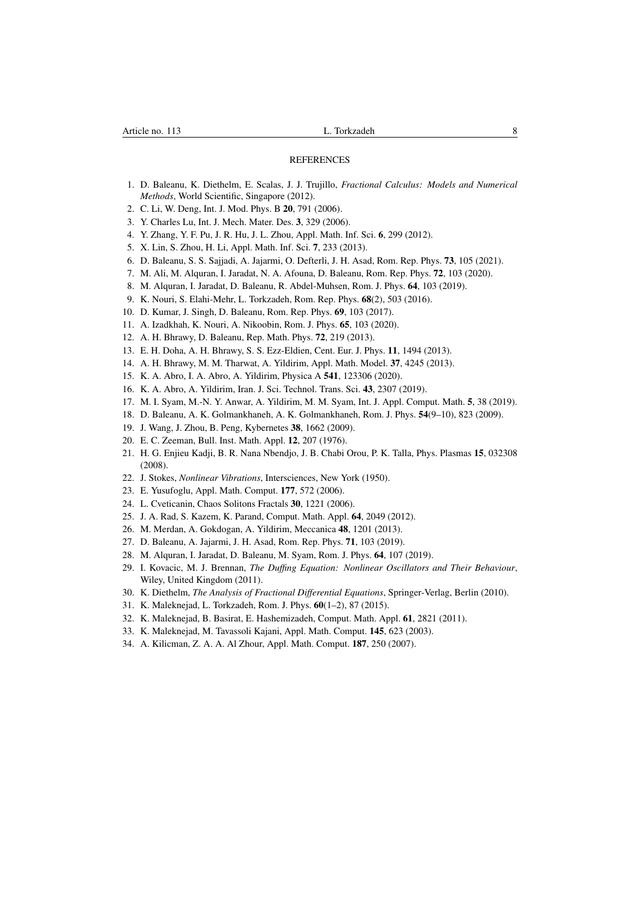## REFERENCES

1. D. Baleanu, K. Diethelm, E. Scalas, J. J. Trujillo, *Fractional Calculus: Models and Numerical Methods*, World Scientific, Singapore (2012).
2. C. Li, W. Deng, Int. J. Mod. Phys. B **20**, 791 (2006).
3. Y. Charles Lu, Int. J. Mech. Mater. Des. **3**, 329 (2006).
4. Y. Zhang, Y. F. Pu, J. R. Hu, J. L. Zhou, Appl. Math. Inf. Sci. **6**, 299 (2012).
5. X. Lin, S. Zhou, H. Li, Appl. Math. Inf. Sci. **7**, 233 (2013).
6. D. Baleanu, S. S. Sajjadi, A. Jajarmi, O. Defterli, J. H. Asad, Rom. Rep. Phys. **73**, 105 (2021).
7. M. Ali, M. Alquran, I. Jaradat, N. A. Afouna, D. Baleanu, Rom. Rep. Phys. **72**, 103 (2020).
8. M. Alquran, I. Jaradat, D. Baleanu, R. Abdel-Muhsen, Rom. J. Phys. **64**, 103 (2019).
9. K. Nouri, S. Elahi-Mehr, L. Torkzadeh, Rom. Rep. Phys. **68**(2), 503 (2016).
10. D. Kumar, J. Singh, D. Baleanu, Rom. Rep. Phys. **69**, 103 (2017).
11. A. Izadkhah, K. Nouri, A. Nikoobin, Rom. J. Phys. **65**, 103 (2020).
12. A. H. Bhrawy, D. Baleanu, Rep. Math. Phys. **72**, 219 (2013).
13. E. H. Doha, A. H. Bhrawy, S. S. Ezz-Eldien, Cent. Eur. J. Phys. **11**, 1494 (2013).
14. A. H. Bhrawy, M. M. Tharwat, A. Yildirim, Appl. Math. Model. **37**, 4245 (2013).
15. K. A. Abro, I. A. Abro, A. Yildirim, Physica A **541**, 123306 (2020).
16. K. A. Abro, A. Yildirim, Iran. J. Sci. Technol. Trans. Sci. **43**, 2307 (2019).
17. M. I. Syam, M.-N. Y. Anwar, A. Yildirim, M. M. Syam, Int. J. Appl. Comput. Math. **5**, 38 (2019).
18. D. Baleanu, A. K. Golmankhaneh, A. K. Golmankhaneh, Rom. J. Phys. **54**(9–10), 823 (2009).
19. J. Wang, J. Zhou, B. Peng, Kybernetes **38**, 1662 (2009).
20. E. C. Zeeman, Bull. Inst. Math. Appl. **12**, 207 (1976).
21. H. G. Enjieu Kadji, B. R. Nana Nbendjo, J. B. Chabi Orou, P. K. Talla, Phys. Plasmas **15**, 032308 (2008).
22. J. Stokes, *Nonlinear Vibrations*, Intersciences, New York (1950).
23. E. Yusufoglu, Appl. Math. Comput. **177**, 572 (2006).
24. L. Cveticanin, Chaos Solitons Fractals **30**, 1221 (2006).
25. J. A. Rad, S. Kazem, K. Parand, Comput. Math. Appl. **64**, 2049 (2012).
26. M. Merdan, A. Gokdogan, A. Yildirim, Meccanica **48**, 1201 (2013).
27. D. Baleanu, A. Jajarmi, J. H. Asad, Rom. Rep. Phys. **71**, 103 (2019).
28. M. Alquran, I. Jaradat, D. Baleanu, M. Syam, Rom. J. Phys. **64**, 107 (2019).
29. I. Kovacic, M. J. Brennan, *The Duffing Equation: Nonlinear Oscillators and Their Behaviour*, Wiley, United Kingdom (2011).
30. K. Diethelm, *The Analysis of Fractional Differential Equations*, Springer-Verlag, Berlin (2010).
31. K. Maleknejad, L. Torkzadeh, Rom. J. Phys. **60**(1–2), 87 (2015).
32. K. Maleknejad, B. Basirat, E. Hashemizadeh, Comput. Math. Appl. **61**, 2821 (2011).
33. K. Maleknejad, M. Tavassoli Kajani, Appl. Math. Comput. **145**, 623 (2003).
34. A. Kilicman, Z. A. A. Al Zhour, Appl. Math. Comput. **187**, 250 (2007).